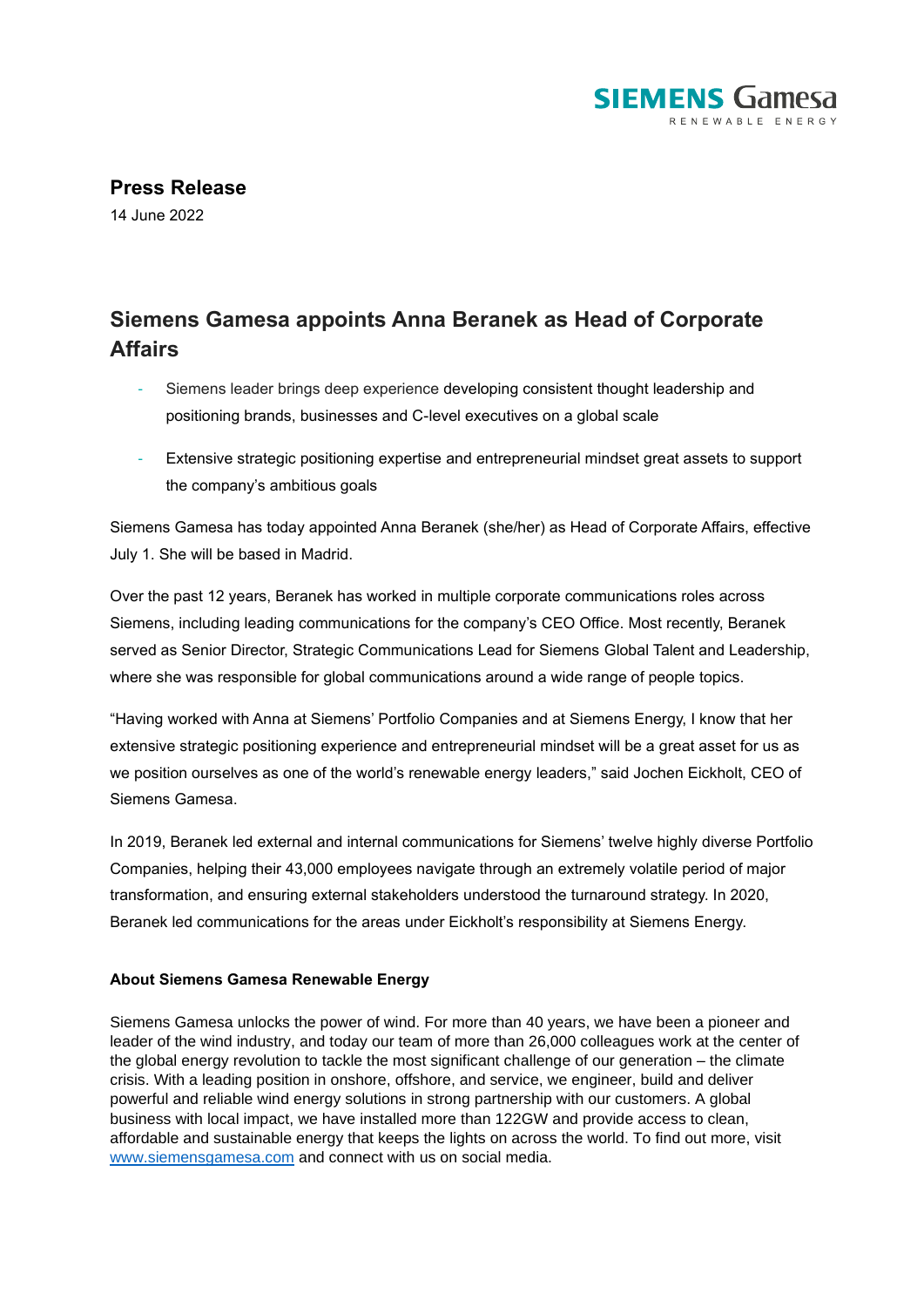**Press Release**

14 June 2022

# Siemens Gamesa appoints Anna Beranek as Head of Corporate Affairs

- Siemens leader brings deep experience developing consistent thought leadership and positioning brands, businesses and C-level executives on a global scale
- Extensive strategic positioning expertise and entrepreneurial mindset great assets to support the company's ambitious goals

Siemens Gamesa has today appointed Anna Beranek (she/her) as Head of Corporate Affairs, effective July 1. She will be based in Madrid.

Over the past 12 years, Beranek has worked in multiple corporate communications roles across Siemens, including leading communications for the company's CEO Office. Most recently, Beranek served as Senior Director, Strategic Communications Lead for Siemens Global Talent and Leadership, where she was responsible for global communications around a wide range of people topics.

"Having worked with Anna at Siemens' Portfolio Companies and at Siemens Energy, I know that her extensive strategic positioning experience and entrepreneurial mindset will be a great asset for us as we position ourselves as one of the world's renewable energy leaders," said Jochen Eickholt, CEO of Siemens Gamesa.

In 2019, Beranek led external and internal communications for Siemens' twelve highly diverse Portfolio Companies, helping their 43,000 employees navigate through an extremely volatile period of major transformation, and ensuring external stakeholders understood the turnaround strategy. In 2020, Beranek led communications for the areas under Eickholt's responsibility at Siemens Energy.

**About Siemens Gamesa Renewable Energy**

Siemens Gamesa unlocks the power of wind. For more than 40 years, we have been a pioneer and leader of the wind industry, and today our team of more than 26,000 colleagues work at the center of the global energy revolution to tackle the most significant challenge of our generation – the climate crisis. With a leading position in onshore, offshore, and service, we engineer, build and deliver powerful and reliable wind energy solutions in strong partnership with our customers. A global business with local impact, we have installed more than 122GW and provide access to clean, affordable and sustainable energy that keeps the lights on across the world. To find out more, visit [www.siemensgamesa.com](http://www.siemensgamesa.com) and connect with us on social media.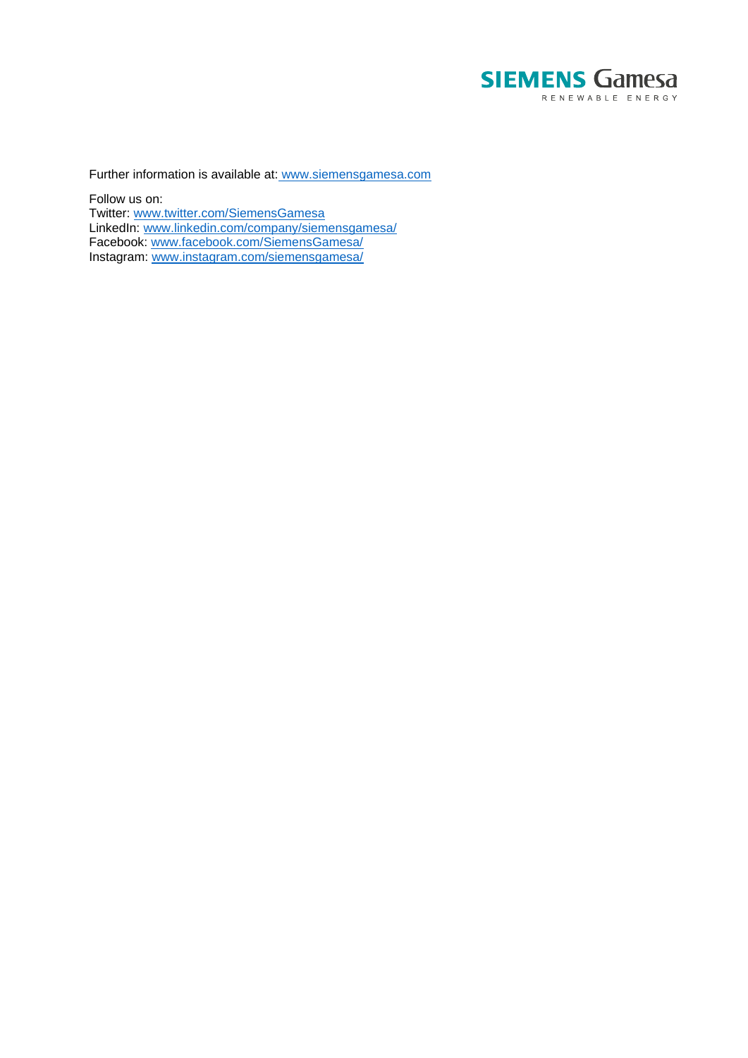Further information is available at: www.siemensgamesa.com

Follow us on:
Twitter: www.twitter.com/SiemensGamesa
LinkedIn: www.linkedin.com/company/siemensgamesa/
Facebook: www.facebook.com/SiemensGamesa/
Instagram: www.instagram.com/siemensgamesa/